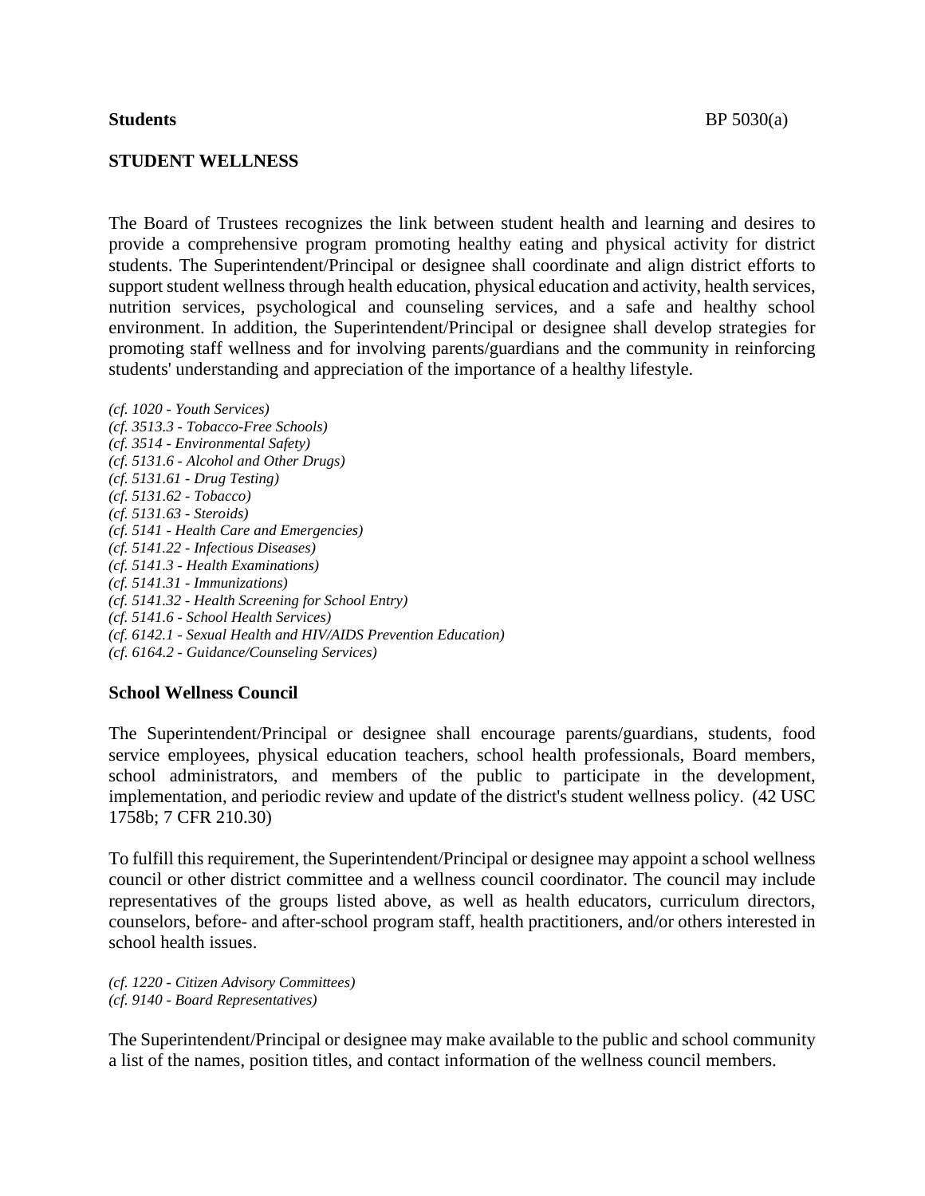**Students** BP 5030(a)

# STUDENT WELLNESS

The Board of Trustees recognizes the link between student health and learning and desires to provide a comprehensive program promoting healthy eating and physical activity for district students. The Superintendent/Principal or designee shall coordinate and align district efforts to support student wellness through health education, physical education and activity, health services, nutrition services, psychological and counseling services, and a safe and healthy school environment. In addition, the Superintendent/Principal or designee shall develop strategies for promoting staff wellness and for involving parents/guardians and the community in reinforcing students' understanding and appreciation of the importance of a healthy lifestyle.

*(cf. 1020 - Youth Services)*
*(cf. 3513.3 - Tobacco-Free Schools)*
*(cf. 3514 - Environmental Safety)*
*(cf. 5131.6 - Alcohol and Other Drugs)*
*(cf. 5131.61 - Drug Testing)*
*(cf. 5131.62 - Tobacco)*
*(cf. 5131.63 - Steroids)*
*(cf. 5141 - Health Care and Emergencies)*
*(cf. 5141.22 - Infectious Diseases)*
*(cf. 5141.3 - Health Examinations)*
*(cf. 5141.31 - Immunizations)*
*(cf. 5141.32 - Health Screening for School Entry)*
*(cf. 5141.6 - School Health Services)*
*(cf. 6142.1 - Sexual Health and HIV/AIDS Prevention Education)*
*(cf. 6164.2 - Guidance/Counseling Services)*

## School Wellness Council

The Superintendent/Principal or designee shall encourage parents/guardians, students, food service employees, physical education teachers, school health professionals, Board members, school administrators, and members of the public to participate in the development, implementation, and periodic review and update of the district's student wellness policy. (42 USC 1758b; 7 CFR 210.30)

To fulfill this requirement, the Superintendent/Principal or designee may appoint a school wellness council or other district committee and a wellness council coordinator. The council may include representatives of the groups listed above, as well as health educators, curriculum directors, counselors, before- and after-school program staff, health practitioners, and/or others interested in school health issues.

*(cf. 1220 - Citizen Advisory Committees)*
*(cf. 9140 - Board Representatives)*

The Superintendent/Principal or designee may make available to the public and school community a list of the names, position titles, and contact information of the wellness council members.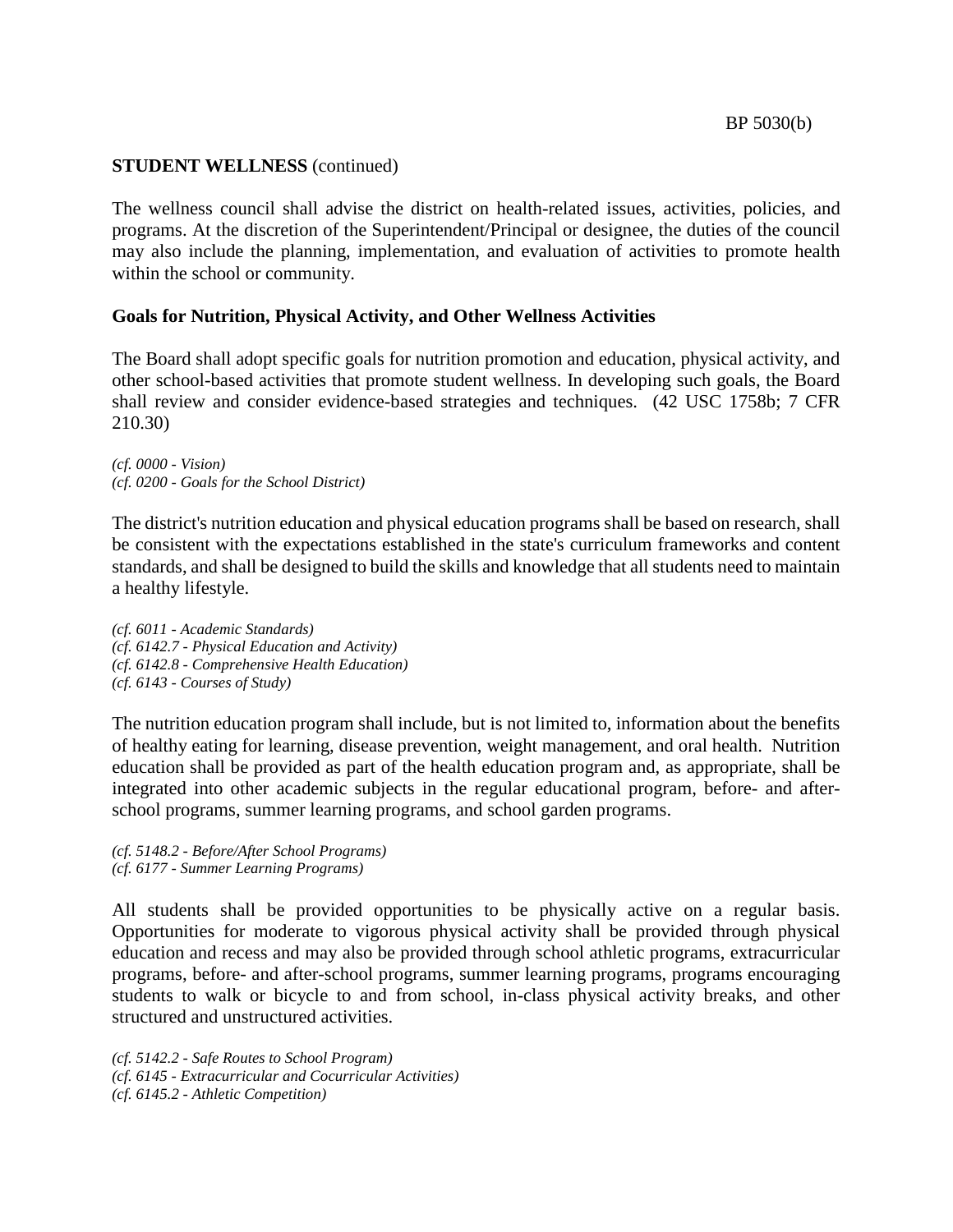**STUDENT WELLNESS** (continued)

The wellness council shall advise the district on health-related issues, activities, policies, and programs. At the discretion of the Superintendent/Principal or designee, the duties of the council may also include the planning, implementation, and evaluation of activities to promote health within the school or community.

## Goals for Nutrition, Physical Activity, and Other Wellness Activities

The Board shall adopt specific goals for nutrition promotion and education, physical activity, and other school-based activities that promote student wellness. In developing such goals, the Board shall review and consider evidence-based strategies and techniques. (42 USC 1758b; 7 CFR 210.30)

*(cf. 0000 - Vision)*
*(cf. 0200 - Goals for the School District)*

The district's nutrition education and physical education programs shall be based on research, shall be consistent with the expectations established in the state's curriculum frameworks and content standards, and shall be designed to build the skills and knowledge that all students need to maintain a healthy lifestyle.

*(cf. 6011 - Academic Standards)*
*(cf. 6142.7 - Physical Education and Activity)*
*(cf. 6142.8 - Comprehensive Health Education)*
*(cf. 6143 - Courses of Study)*

The nutrition education program shall include, but is not limited to, information about the benefits of healthy eating for learning, disease prevention, weight management, and oral health. Nutrition education shall be provided as part of the health education program and, as appropriate, shall be integrated into other academic subjects in the regular educational program, before- and after-school programs, summer learning programs, and school garden programs.

*(cf. 5148.2 - Before/After School Programs)*
*(cf. 6177 - Summer Learning Programs)*

All students shall be provided opportunities to be physically active on a regular basis. Opportunities for moderate to vigorous physical activity shall be provided through physical education and recess and may also be provided through school athletic programs, extracurricular programs, before- and after-school programs, summer learning programs, programs encouraging students to walk or bicycle to and from school, in-class physical activity breaks, and other structured and unstructured activities.

*(cf. 5142.2 - Safe Routes to School Program)*
*(cf. 6145 - Extracurricular and Cocurricular Activities)*
*(cf. 6145.2 - Athletic Competition)*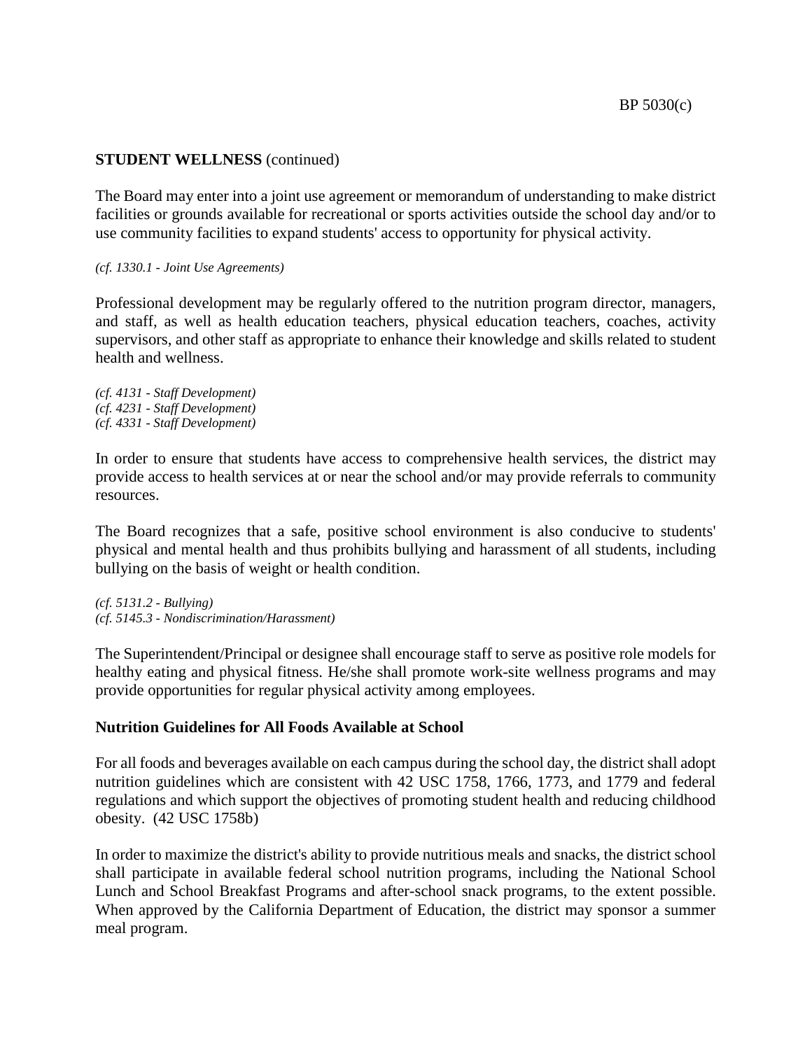**STUDENT WELLNESS** (continued)

The Board may enter into a joint use agreement or memorandum of understanding to make district facilities or grounds available for recreational or sports activities outside the school day and/or to use community facilities to expand students' access to opportunity for physical activity.

*(cf. 1330.1 - Joint Use Agreements)*

Professional development may be regularly offered to the nutrition program director, managers, and staff, as well as health education teachers, physical education teachers, coaches, activity supervisors, and other staff as appropriate to enhance their knowledge and skills related to student health and wellness.

*(cf. 4131 - Staff Development)*
*(cf. 4231 - Staff Development)*
*(cf. 4331 - Staff Development)*

In order to ensure that students have access to comprehensive health services, the district may provide access to health services at or near the school and/or may provide referrals to community resources.

The Board recognizes that a safe, positive school environment is also conducive to students' physical and mental health and thus prohibits bullying and harassment of all students, including bullying on the basis of weight or health condition.

*(cf. 5131.2 - Bullying)*
*(cf. 5145.3 - Nondiscrimination/Harassment)*

The Superintendent/Principal or designee shall encourage staff to serve as positive role models for healthy eating and physical fitness. He/she shall promote work-site wellness programs and may provide opportunities for regular physical activity among employees.

**Nutrition Guidelines for All Foods Available at School**

For all foods and beverages available on each campus during the school day, the district shall adopt nutrition guidelines which are consistent with 42 USC 1758, 1766, 1773, and 1779 and federal regulations and which support the objectives of promoting student health and reducing childhood obesity. (42 USC 1758b)

In order to maximize the district's ability to provide nutritious meals and snacks, the district school shall participate in available federal school nutrition programs, including the National School Lunch and School Breakfast Programs and after-school snack programs, to the extent possible. When approved by the California Department of Education, the district may sponsor a summer meal program.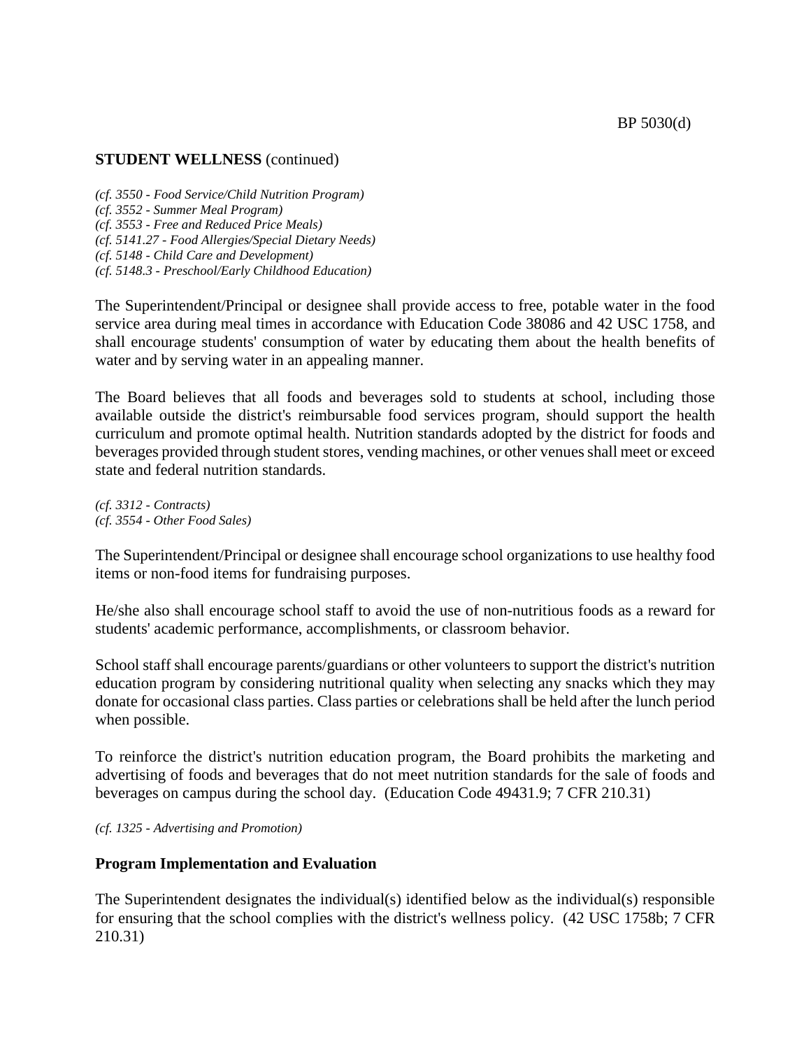**STUDENT WELLNESS** (continued)

*(cf. 3550 - Food Service/Child Nutrition Program)*
*(cf. 3552 - Summer Meal Program)*
*(cf. 3553 - Free and Reduced Price Meals)*
*(cf. 5141.27 - Food Allergies/Special Dietary Needs)*
*(cf. 5148 - Child Care and Development)*
*(cf. 5148.3 - Preschool/Early Childhood Education)*

The Superintendent/Principal or designee shall provide access to free, potable water in the food service area during meal times in accordance with Education Code 38086 and 42 USC 1758, and shall encourage students' consumption of water by educating them about the health benefits of water and by serving water in an appealing manner.

The Board believes that all foods and beverages sold to students at school, including those available outside the district's reimbursable food services program, should support the health curriculum and promote optimal health. Nutrition standards adopted by the district for foods and beverages provided through student stores, vending machines, or other venues shall meet or exceed state and federal nutrition standards.

*(cf. 3312 - Contracts)*
*(cf. 3554 - Other Food Sales)*

The Superintendent/Principal or designee shall encourage school organizations to use healthy food items or non-food items for fundraising purposes.

He/she also shall encourage school staff to avoid the use of non-nutritious foods as a reward for students' academic performance, accomplishments, or classroom behavior.

School staff shall encourage parents/guardians or other volunteers to support the district's nutrition education program by considering nutritional quality when selecting any snacks which they may donate for occasional class parties. Class parties or celebrations shall be held after the lunch period when possible.

To reinforce the district's nutrition education program, the Board prohibits the marketing and advertising of foods and beverages that do not meet nutrition standards for the sale of foods and beverages on campus during the school day. (Education Code 49431.9; 7 CFR 210.31)

*(cf. 1325 - Advertising and Promotion)*

## Program Implementation and Evaluation

The Superintendent designates the individual(s) identified below as the individual(s) responsible for ensuring that the school complies with the district's wellness policy. (42 USC 1758b; 7 CFR 210.31)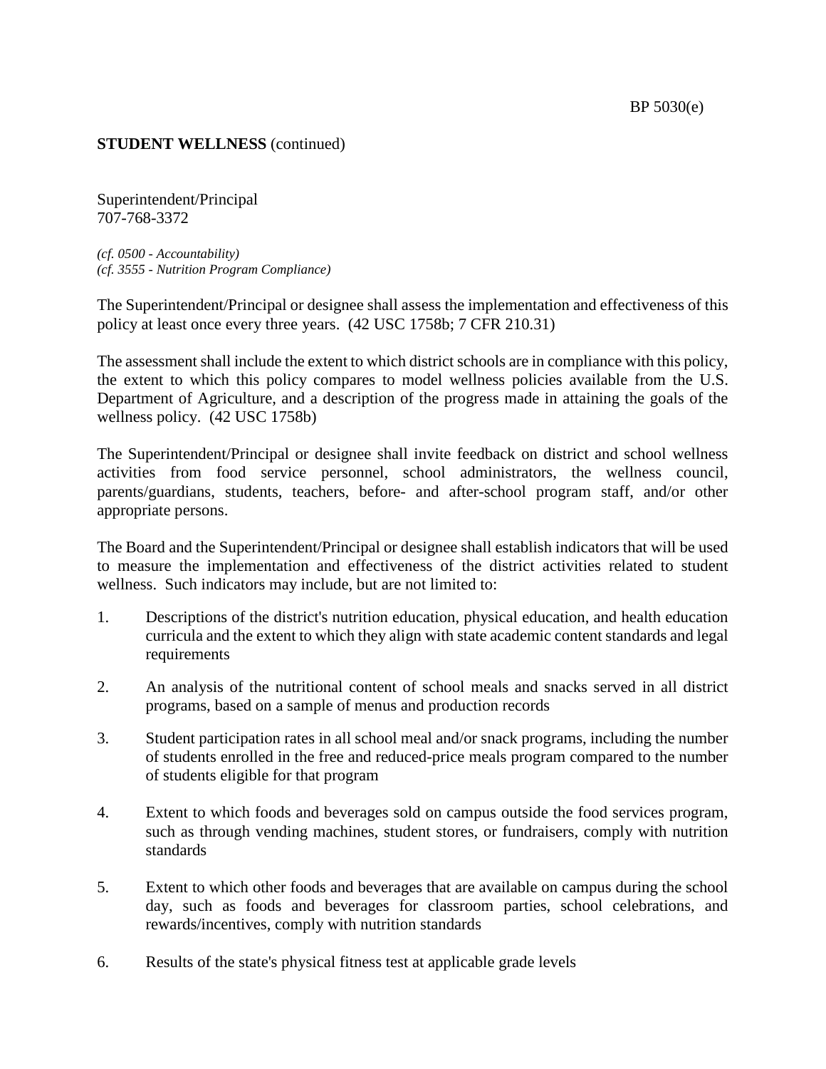Superintendent/Principal
707-768-3372

*(cf. 0500 - Accountability)*
*(cf. 3555 - Nutrition Program Compliance)*

The Superintendent/Principal or designee shall assess the implementation and effectiveness of this policy at least once every three years. (42 USC 1758b; 7 CFR 210.31)

The assessment shall include the extent to which district schools are in compliance with this policy, the extent to which this policy compares to model wellness policies available from the U.S. Department of Agriculture, and a description of the progress made in attaining the goals of the wellness policy. (42 USC 1758b)

The Superintendent/Principal or designee shall invite feedback on district and school wellness activities from food service personnel, school administrators, the wellness council, parents/guardians, students, teachers, before- and after-school program staff, and/or other appropriate persons.

The Board and the Superintendent/Principal or designee shall establish indicators that will be used to measure the implementation and effectiveness of the district activities related to student wellness. Such indicators may include, but are not limited to:

1. Descriptions of the district's nutrition education, physical education, and health education curricula and the extent to which they align with state academic content standards and legal requirements

2. An analysis of the nutritional content of school meals and snacks served in all district programs, based on a sample of menus and production records

3. Student participation rates in all school meal and/or snack programs, including the number of students enrolled in the free and reduced-price meals program compared to the number of students eligible for that program

4. Extent to which foods and beverages sold on campus outside the food services program, such as through vending machines, student stores, or fundraisers, comply with nutrition standards

5. Extent to which other foods and beverages that are available on campus during the school day, such as foods and beverages for classroom parties, school celebrations, and rewards/incentives, comply with nutrition standards

6. Results of the state's physical fitness test at applicable grade levels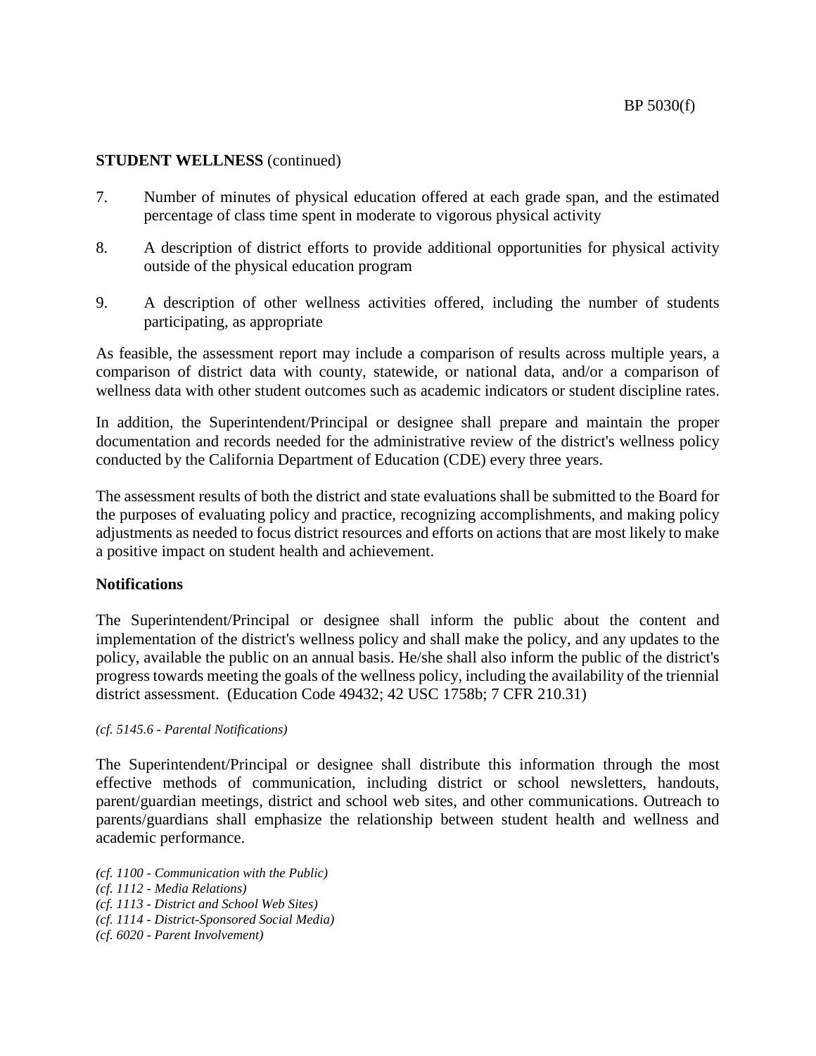**STUDENT WELLNESS** (continued)

7. Number of minutes of physical education offered at each grade span, and the estimated percentage of class time spent in moderate to vigorous physical activity

8. A description of district efforts to provide additional opportunities for physical activity outside of the physical education program

9. A description of other wellness activities offered, including the number of students participating, as appropriate

As feasible, the assessment report may include a comparison of results across multiple years, a comparison of district data with county, statewide, or national data, and/or a comparison of wellness data with other student outcomes such as academic indicators or student discipline rates.

In addition, the Superintendent/Principal or designee shall prepare and maintain the proper documentation and records needed for the administrative review of the district's wellness policy conducted by the California Department of Education (CDE) every three years.

The assessment results of both the district and state evaluations shall be submitted to the Board for the purposes of evaluating policy and practice, recognizing accomplishments, and making policy adjustments as needed to focus district resources and efforts on actions that are most likely to make a positive impact on student health and achievement.

**Notifications**

The Superintendent/Principal or designee shall inform the public about the content and implementation of the district's wellness policy and shall make the policy, and any updates to the policy, available the public on an annual basis. He/she shall also inform the public of the district's progress towards meeting the goals of the wellness policy, including the availability of the triennial district assessment. (Education Code 49432; 42 USC 1758b; 7 CFR 210.31)

*(cf. 5145.6 - Parental Notifications)*

The Superintendent/Principal or designee shall distribute this information through the most effective methods of communication, including district or school newsletters, handouts, parent/guardian meetings, district and school web sites, and other communications. Outreach to parents/guardians shall emphasize the relationship between student health and wellness and academic performance.

*(cf. 1100 - Communication with the Public)*
*(cf. 1112 - Media Relations)*
*(cf. 1113 - District and School Web Sites)*
*(cf. 1114 - District-Sponsored Social Media)*
*(cf. 6020 - Parent Involvement)*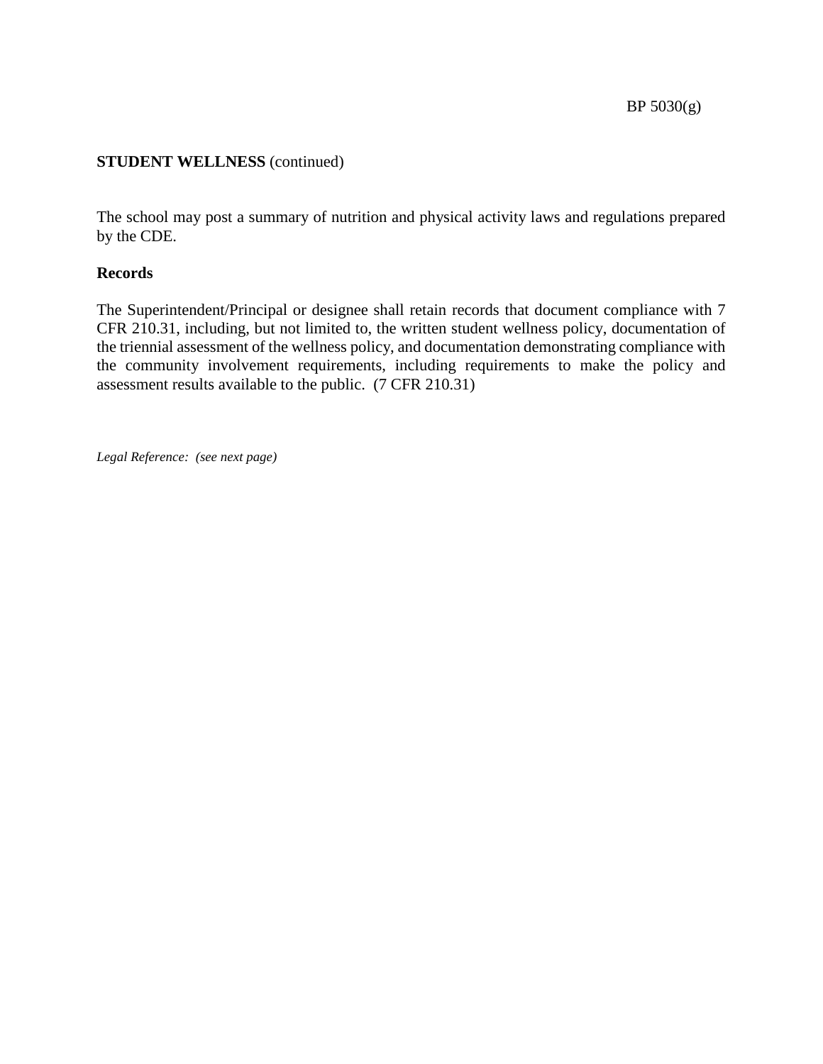**STUDENT WELLNESS** (continued)

The school may post a summary of nutrition and physical activity laws and regulations prepared by the CDE.

**Records**

The Superintendent/Principal or designee shall retain records that document compliance with 7 CFR 210.31, including, but not limited to, the written student wellness policy, documentation of the triennial assessment of the wellness policy, and documentation demonstrating compliance with the community involvement requirements, including requirements to make the policy and assessment results available to the public. (7 CFR 210.31)

*Legal Reference: (see next page)*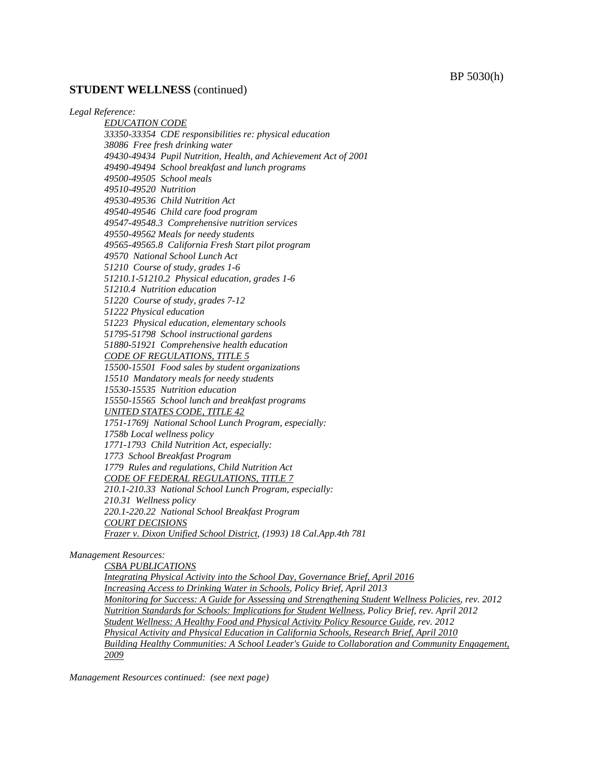**STUDENT WELLNESS** (continued)

*Legal Reference:*

*EDUCATION CODE*
*33350-33354 CDE responsibilities re: physical education*
*38086 Free fresh drinking water*
*49430-49434 Pupil Nutrition, Health, and Achievement Act of 2001*
*49490-49494 School breakfast and lunch programs*
*49500-49505 School meals*
*49510-49520 Nutrition*
*49530-49536 Child Nutrition Act*
*49540-49546 Child care food program*
*49547-49548.3 Comprehensive nutrition services*
*49550-49562 Meals for needy students*
*49565-49565.8 California Fresh Start pilot program*
*49570 National School Lunch Act*
*51210 Course of study, grades 1-6*
*51210.1-51210.2 Physical education, grades 1-6*
*51210.4 Nutrition education*
*51220 Course of study, grades 7-12*
*51222 Physical education*
*51223 Physical education, elementary schools*
*51795-51798 School instructional gardens*
*51880-51921 Comprehensive health education*
*CODE OF REGULATIONS, TITLE 5*
*15500-15501 Food sales by student organizations*
*15510 Mandatory meals for needy students*
*15530-15535 Nutrition education*
*15550-15565 School lunch and breakfast programs*
*UNITED STATES CODE, TITLE 42*
*1751-1769j National School Lunch Program, especially:*
*1758b Local wellness policy*
*1771-1793 Child Nutrition Act, especially:*
*1773 School Breakfast Program*
*1779 Rules and regulations, Child Nutrition Act*
*CODE OF FEDERAL REGULATIONS, TITLE 7*
*210.1-210.33 National School Lunch Program, especially:*
*210.31 Wellness policy*
*220.1-220.22 National School Breakfast Program*
*COURT DECISIONS*
*Frazer v. Dixon Unified School District, (1993) 18 Cal.App.4th 781*

*Management Resources:*

*CSBA PUBLICATIONS*
*Integrating Physical Activity into the School Day, Governance Brief, April 2016*
*Increasing Access to Drinking Water in Schools, Policy Brief, April 2013*
*Monitoring for Success: A Guide for Assessing and Strengthening Student Wellness Policies, rev. 2012*
*Nutrition Standards for Schools: Implications for Student Wellness, Policy Brief, rev. April 2012*
*Student Wellness: A Healthy Food and Physical Activity Policy Resource Guide, rev. 2012*
*Physical Activity and Physical Education in California Schools, Research Brief, April 2010*
*Building Healthy Communities: A School Leader's Guide to Collaboration and Community Engagement, 2009*

*Management Resources continued: (see next page)*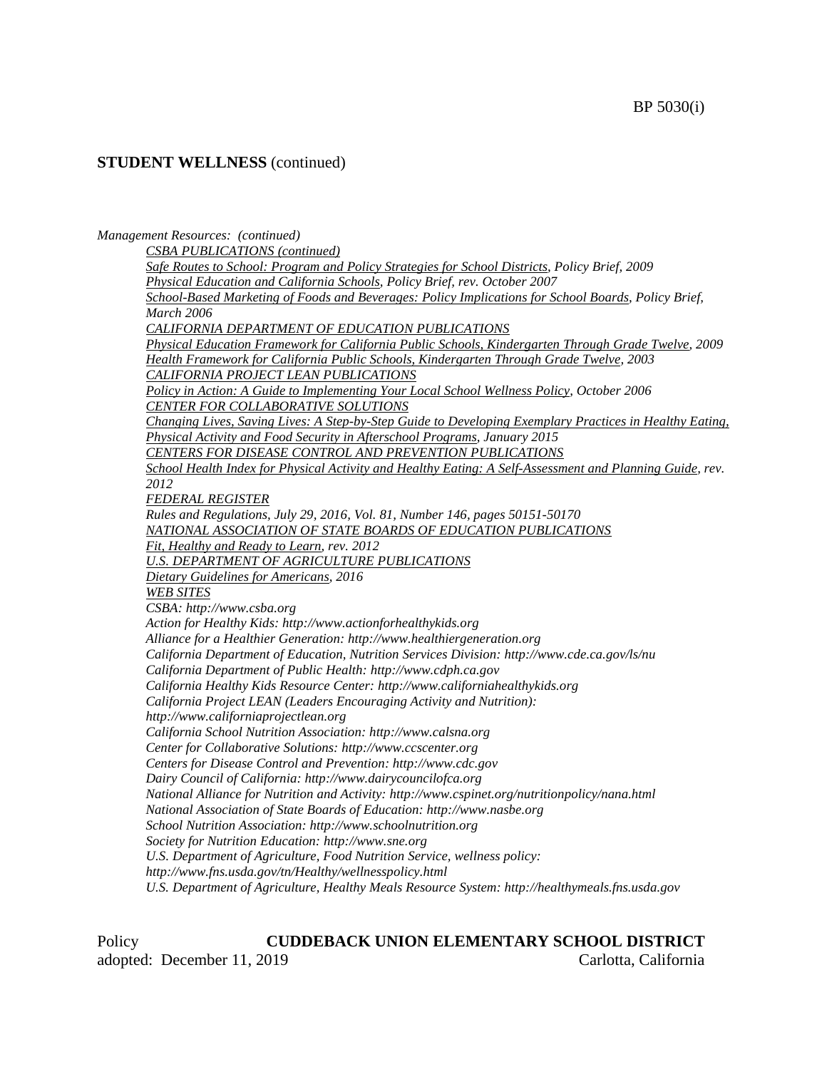**STUDENT WELLNESS** (continued)

*Management Resources: (continued)*

*CSBA PUBLICATIONS (continued)*

*Safe Routes to School: Program and Policy Strategies for School Districts, Policy Brief, 2009*

*Physical Education and California Schools, Policy Brief, rev. October 2007*

*School-Based Marketing of Foods and Beverages: Policy Implications for School Boards, Policy Brief, March 2006*

*CALIFORNIA DEPARTMENT OF EDUCATION PUBLICATIONS*

*Physical Education Framework for California Public Schools, Kindergarten Through Grade Twelve, 2009*

*Health Framework for California Public Schools, Kindergarten Through Grade Twelve, 2003*

*CALIFORNIA PROJECT LEAN PUBLICATIONS*

*Policy in Action: A Guide to Implementing Your Local School Wellness Policy, October 2006*

*CENTER FOR COLLABORATIVE SOLUTIONS*

*Changing Lives, Saving Lives: A Step-by-Step Guide to Developing Exemplary Practices in Healthy Eating, Physical Activity and Food Security in Afterschool Programs, January 2015*

*CENTERS FOR DISEASE CONTROL AND PREVENTION PUBLICATIONS*

*School Health Index for Physical Activity and Healthy Eating: A Self-Assessment and Planning Guide, rev. 2012*

*FEDERAL REGISTER*

*Rules and Regulations, July 29, 2016, Vol. 81, Number 146, pages 50151-50170*

*NATIONAL ASSOCIATION OF STATE BOARDS OF EDUCATION PUBLICATIONS*

*Fit, Healthy and Ready to Learn, rev. 2012*

*U.S. DEPARTMENT OF AGRICULTURE PUBLICATIONS*

*Dietary Guidelines for Americans, 2016*

*WEB SITES*

*CSBA: http://www.csba.org*

*Action for Healthy Kids: http://www.actionforhealthykids.org*

*Alliance for a Healthier Generation: http://www.healthiergeneration.org*

*California Department of Education, Nutrition Services Division: http://www.cde.ca.gov/ls/nu*

*California Department of Public Health: http://www.cdph.ca.gov*

*California Healthy Kids Resource Center: http://www.californiahealthykids.org*

*California Project LEAN (Leaders Encouraging Activity and Nutrition): http://www.californiaprojectlean.org*

*California School Nutrition Association: http://www.calsna.org*

*Center for Collaborative Solutions: http://www.ccscenter.org*

*Centers for Disease Control and Prevention: http://www.cdc.gov*

*Dairy Council of California: http://www.dairycouncilofca.org*

*National Alliance for Nutrition and Activity: http://www.cspinet.org/nutritionpolicy/nana.html*

*National Association of State Boards of Education: http://www.nasbe.org*

*School Nutrition Association: http://www.schoolnutrition.org*

*Society for Nutrition Education: http://www.sne.org*

*U.S. Department of Agriculture, Food Nutrition Service, wellness policy: http://www.fns.usda.gov/tn/Healthy/wellnesspolicy.html*

*U.S. Department of Agriculture, Healthy Meals Resource System: http://healthymeals.fns.usda.gov*

Policy **CUDDEBACK UNION ELEMENTARY SCHOOL DISTRICT**
adopted: December 11, 2019 Carlotta, California